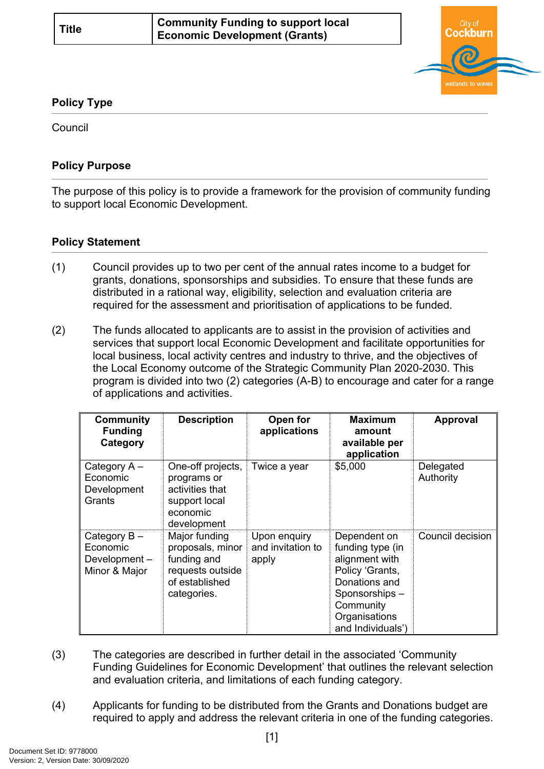| Title | Community Funding to support local Economic Development (Grants) |
|---|---|

## Policy Type

Council

## Policy Purpose

The purpose of this policy is to provide a framework for the provision of community funding to support local Economic Development.

## Policy Statement

(1) Council provides up to two per cent of the annual rates income to a budget for grants, donations, sponsorships and subsidies. To ensure that these funds are distributed in a rational way, eligibility, selection and evaluation criteria are required for the assessment and prioritisation of applications to be funded.

(2) The funds allocated to applicants are to assist in the provision of activities and services that support local Economic Development and facilitate opportunities for local business, local activity centres and industry to thrive, and the objectives of the Local Economy outcome of the Strategic Community Plan 2020-2030. This program is divided into two (2) categories (A-B) to encourage and cater for a range of applications and activities.

| Community Funding Category | Description | Open for applications | Maximum amount available per application | Approval |
|---|---|---|---|---|
| Category A – Economic Development Grants | One-off projects, programs or activities that support local economic development | Twice a year | $5,000 | Delegated Authority |
| Category B – Economic Development – Minor & Major | Major funding proposals, minor funding and requests outside of established categories. | Upon enquiry and invitation to apply | Dependent on funding type (in alignment with Policy 'Grants, Donations and Sponsorships – Community Organisations and Individuals') | Council decision |

(3) The categories are described in further detail in the associated 'Community Funding Guidelines for Economic Development' that outlines the relevant selection and evaluation criteria, and limitations of each funding category.

(4) Applicants for funding to be distributed from the Grants and Donations budget are required to apply and address the relevant criteria in one of the funding categories.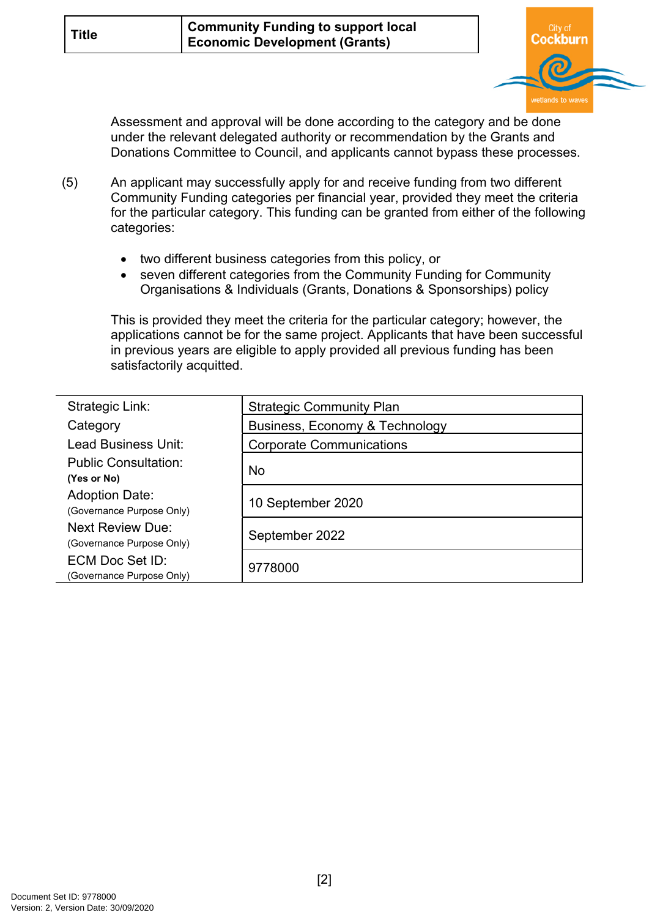| Title | Community Funding to support local Economic Development (Grants) |
|---|---|

Assessment and approval will be done according to the category and be done under the relevant delegated authority or recommendation by the Grants and Donations Committee to Council, and applicants cannot bypass these processes.

(5) An applicant may successfully apply for and receive funding from two different Community Funding categories per financial year, provided they meet the criteria for the particular category. This funding can be granted from either of the following categories:

- two different business categories from this policy, or
- seven different categories from the Community Funding for Community Organisations & Individuals (Grants, Donations & Sponsorships) policy

This is provided they meet the criteria for the particular category; however, the applications cannot be for the same project. Applicants that have been successful in previous years are eligible to apply provided all previous funding has been satisfactorily acquitted.

| | |
|---|---|
| Strategic Link: | Strategic Community Plan |
| Category | Business, Economy & Technology |
| Lead Business Unit: | Corporate Communications |
| Public Consultation: **(Yes or No)** | No |
| Adoption Date: (Governance Purpose Only) | 10 September 2020 |
| Next Review Due: (Governance Purpose Only) | September 2022 |
| ECM Doc Set ID: (Governance Purpose Only) | 9778000 |